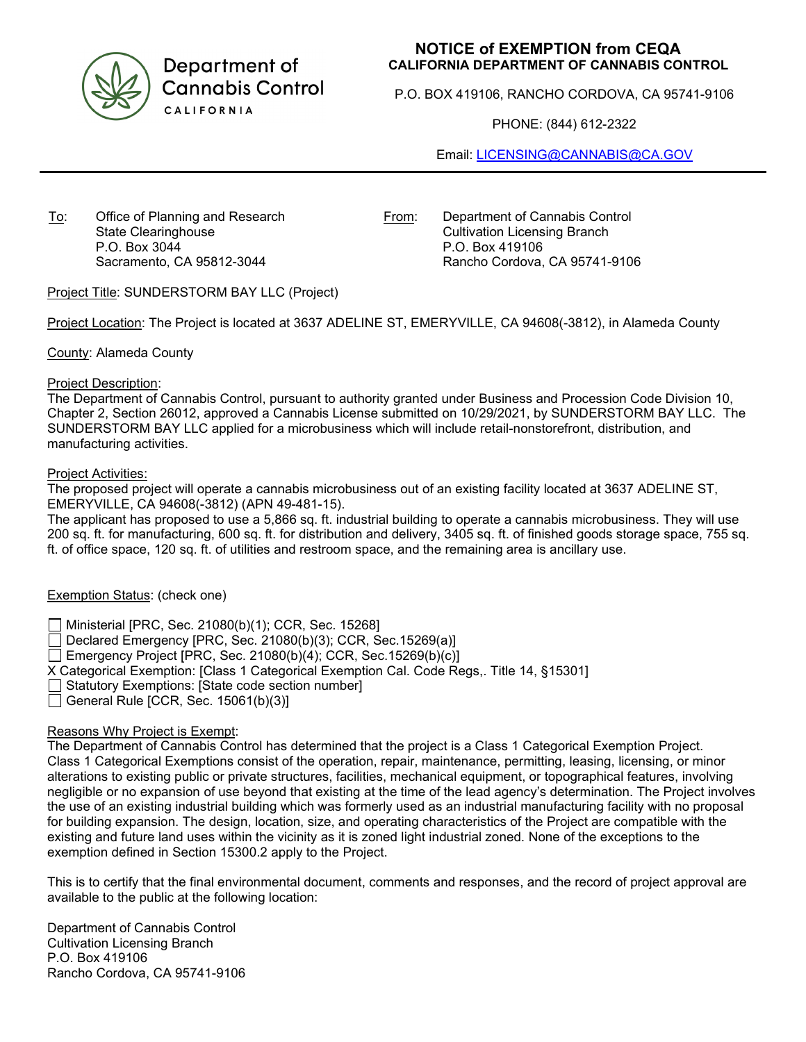Department of Cannabis Control
CALIFORNIA

# NOTICE of EXEMPTION from CEQA

**CALIFORNIA DEPARTMENT OF CANNABIS CONTROL**

P.O. BOX 419106, RANCHO CORDOVA, CA 95741-9106

PHONE: (844) 612-2322

Email: LICENSING@CANNABIS@CA.GOV

---

To: Office of Planning and Research
State Clearinghouse
P.O. Box 3044
Sacramento, CA 95812-3044

From: Department of Cannabis Control
Cultivation Licensing Branch
P.O. Box 419106
Rancho Cordova, CA 95741-9106

Project Title: SUNDERSTORM BAY LLC (Project)

Project Location: The Project is located at 3637 ADELINE ST, EMERYVILLE, CA 94608(-3812), in Alameda County

County: Alameda County

Project Description:
The Department of Cannabis Control, pursuant to authority granted under Business and Procession Code Division 10, Chapter 2, Section 26012, approved a Cannabis License submitted on 10/29/2021, by SUNDERSTORM BAY LLC. The SUNDERSTORM BAY LLC applied for a microbusiness which will include retail-nonstorefront, distribution, and manufacturing activities.

Project Activities:
The proposed project will operate a cannabis microbusiness out of an existing facility located at 3637 ADELINE ST, EMERYVILLE, CA 94608(-3812) (APN 49-481-15).
The applicant has proposed to use a 5,866 sq. ft. industrial building to operate a cannabis microbusiness. They will use 200 sq. ft. for manufacturing, 600 sq. ft. for distribution and delivery, 3405 sq. ft. of finished goods storage space, 755 sq. ft. of office space, 120 sq. ft. of utilities and restroom space, and the remaining area is ancillary use.

Exemption Status: (check one)

- ☐ Ministerial [PRC, Sec. 21080(b)(1); CCR, Sec. 15268]
- ☐ Declared Emergency [PRC, Sec. 21080(b)(3); CCR, Sec.15269(a)]
- ☐ Emergency Project [PRC, Sec. 21080(b)(4); CCR, Sec.15269(b)(c)]
- X Categorical Exemption: [Class 1 Categorical Exemption Cal. Code Regs,. Title 14, §15301]
- ☐ Statutory Exemptions: [State code section number]
- ☐ General Rule [CCR, Sec. 15061(b)(3)]

Reasons Why Project is Exempt:
The Department of Cannabis Control has determined that the project is a Class 1 Categorical Exemption Project. Class 1 Categorical Exemptions consist of the operation, repair, maintenance, permitting, leasing, licensing, or minor alterations to existing public or private structures, facilities, mechanical equipment, or topographical features, involving negligible or no expansion of use beyond that existing at the time of the lead agency's determination. The Project involves the use of an existing industrial building which was formerly used as an industrial manufacturing facility with no proposal for building expansion. The design, location, size, and operating characteristics of the Project are compatible with the existing and future land uses within the vicinity as it is zoned light industrial zoned. None of the exceptions to the exemption defined in Section 15300.2 apply to the Project.

This is to certify that the final environmental document, comments and responses, and the record of project approval are available to the public at the following location:

Department of Cannabis Control
Cultivation Licensing Branch
P.O. Box 419106
Rancho Cordova, CA 95741-9106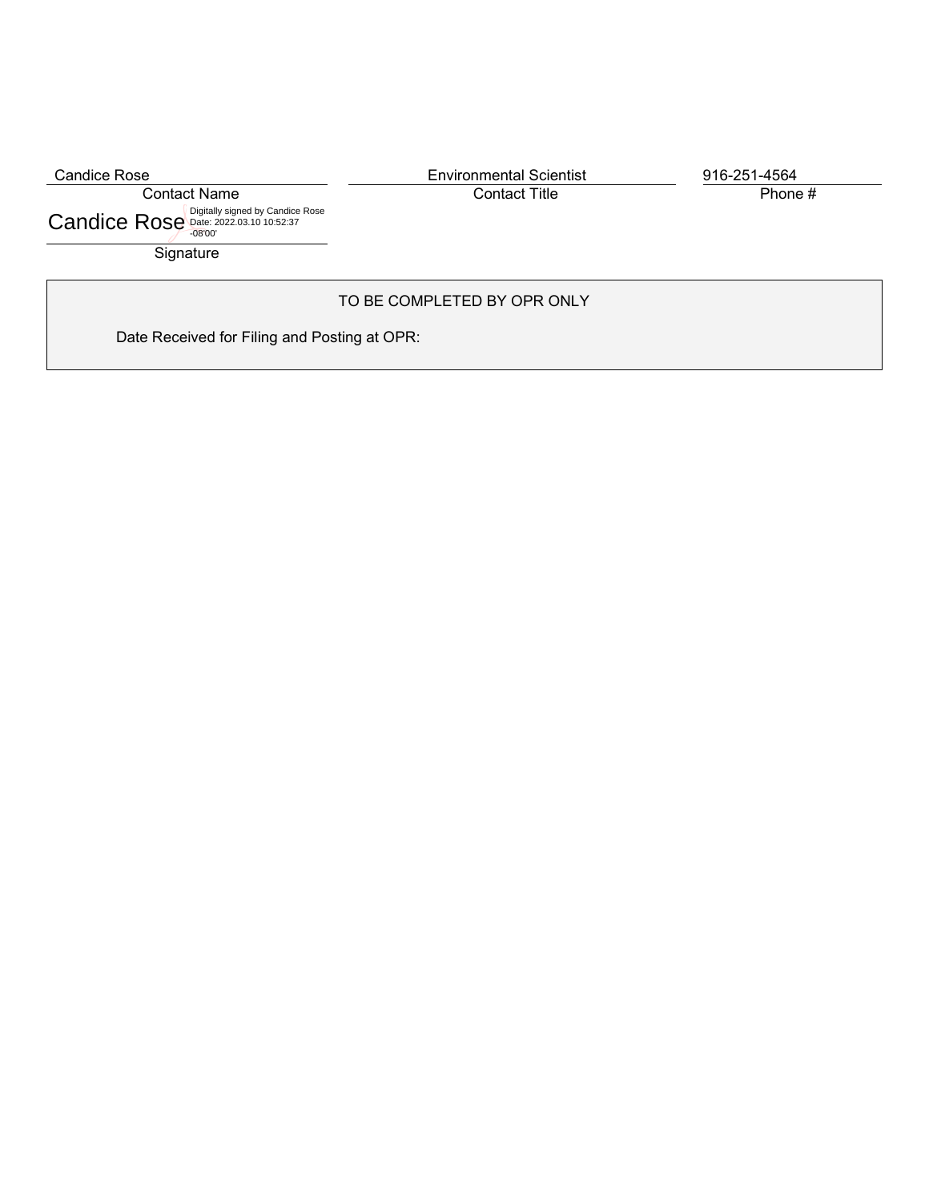| | | |
|---|---|---|
| Candice Rose | Environmental Scientist | 916-251-4564 |
| Contact Name | Contact Title | Phone # |

Candice Rose Digitally signed by Candice Rose Date: 2022.03.10 10:52:37 -08'00'

Signature

TO BE COMPLETED BY OPR ONLY

Date Received for Filing and Posting at OPR: